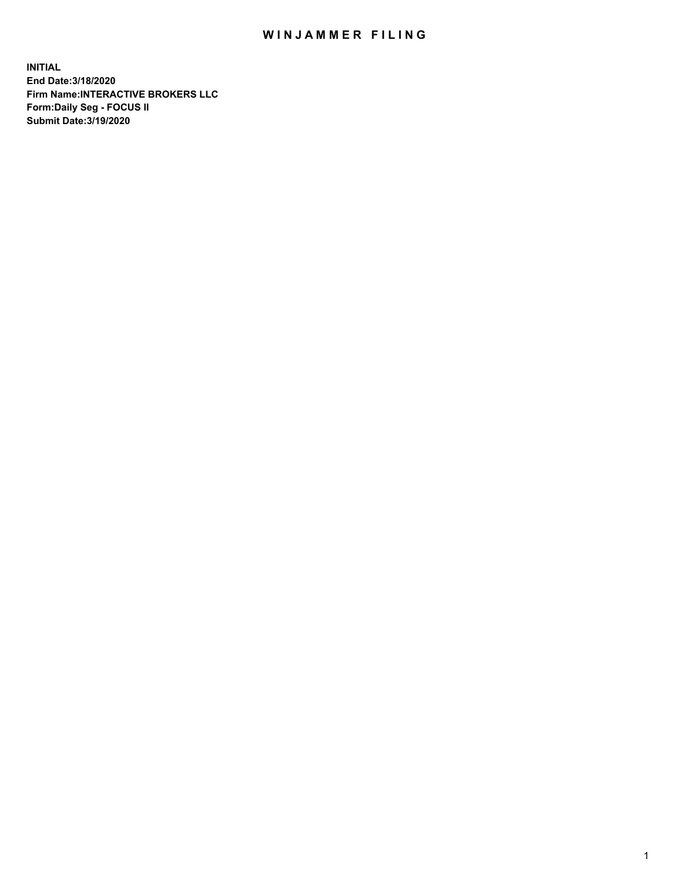# WINJAMMER FILING

**INITIAL**
**End Date:3/18/2020**
**Firm Name:INTERACTIVE BROKERS LLC**
**Form:Daily Seg - FOCUS II**
**Submit Date:3/19/2020**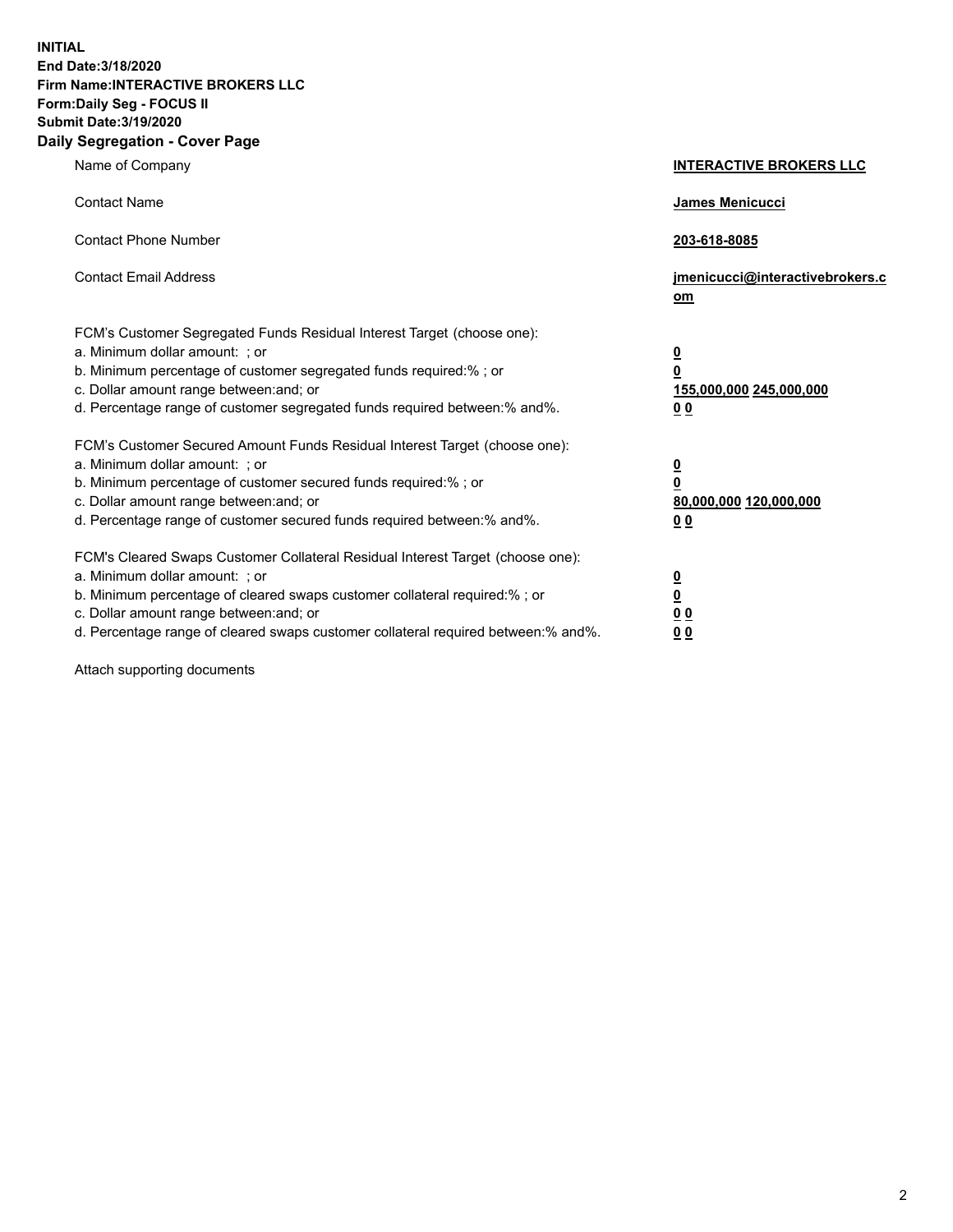**INITIAL**
**End Date:3/18/2020**
**Firm Name:INTERACTIVE BROKERS LLC**
**Form:Daily Seg - FOCUS II**
**Submit Date:3/19/2020**
**Daily Segregation - Cover Page**

| | |
|---|---|
| Name of Company | **INTERACTIVE BROKERS LLC** |
| Contact Name | **James Menicucci** |
| Contact Phone Number | **203-618-8085** |
| Contact Email Address | **jmenicucci@interactivebrokers.com** |

FCM's Customer Segregated Funds Residual Interest Target (choose one):

| | |
|---|---|
| a. Minimum dollar amount: ; or | **0** |
| b. Minimum percentage of customer segregated funds required:% ; or | **0** |
| c. Dollar amount range between:and; or | **155,000,000 245,000,000** |
| d. Percentage range of customer segregated funds required between:% and%. | **0 0** |

FCM's Customer Secured Amount Funds Residual Interest Target (choose one):

| | |
|---|---|
| a. Minimum dollar amount: ; or | **0** |
| b. Minimum percentage of customer secured funds required:% ; or | **0** |
| c. Dollar amount range between:and; or | **80,000,000 120,000,000** |
| d. Percentage range of customer secured funds required between:% and%. | **0 0** |

FCM's Cleared Swaps Customer Collateral Residual Interest Target (choose one):

| | |
|---|---|
| a. Minimum dollar amount: ; or | **0** |
| b. Minimum percentage of cleared swaps customer collateral required:% ; or | **0** |
| c. Dollar amount range between:and; or | **0 0** |
| d. Percentage range of cleared swaps customer collateral required between:% and%. | **0 0** |

Attach supporting documents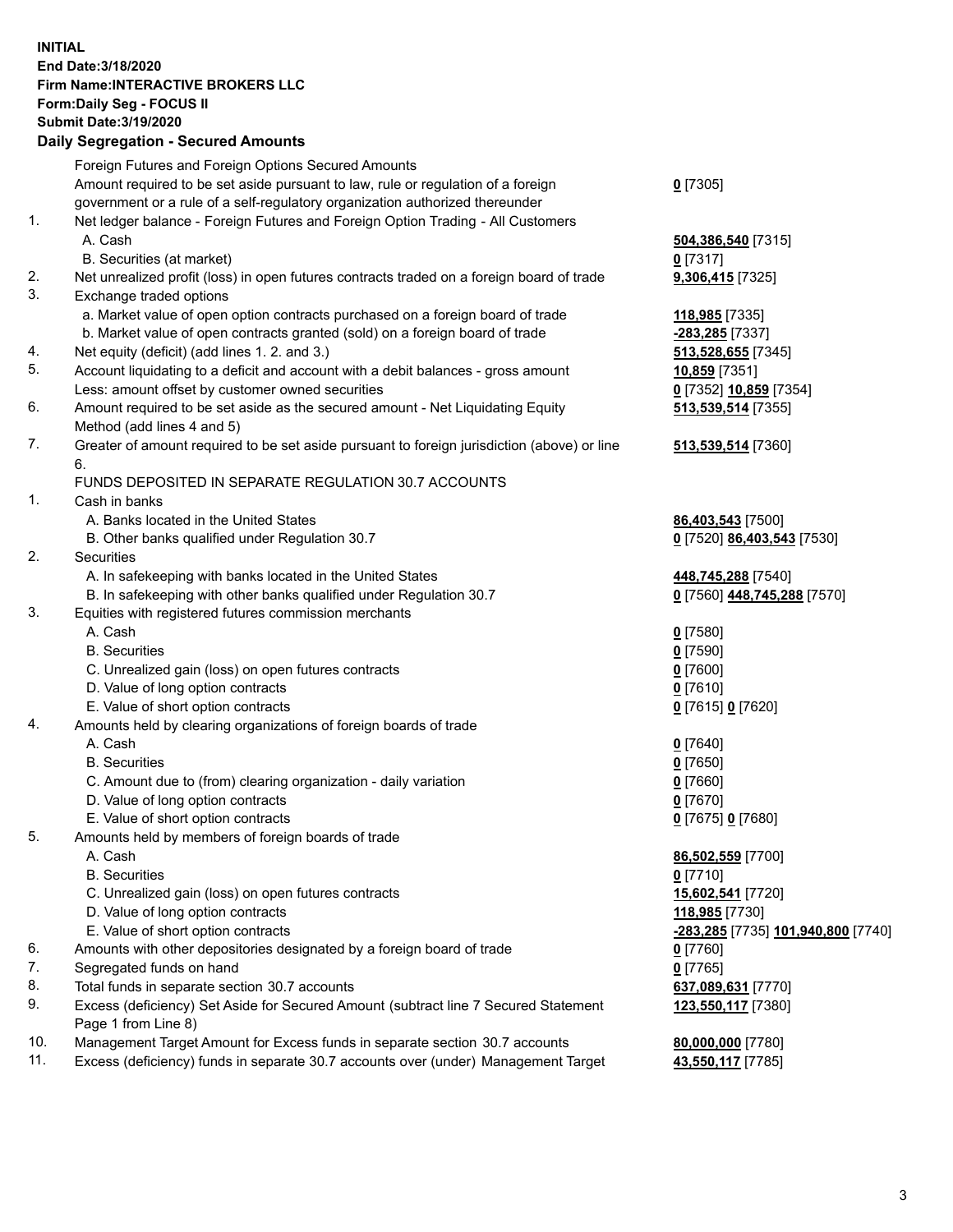**INITIAL**
**End Date:3/18/2020**
**Firm Name:INTERACTIVE BROKERS LLC**
**Form:Daily Seg - FOCUS II**
**Submit Date:3/19/2020**

## Daily Segregation - Secured Amounts

| | | |
|---|---|---|
| | Foreign Futures and Foreign Options Secured Amounts | |
| | Amount required to be set aside pursuant to law, rule or regulation of a foreign government or a rule of a self-regulatory organization authorized thereunder | **0** [7305] |
| 1. | Net ledger balance - Foreign Futures and Foreign Option Trading - All Customers | |
| | A. Cash | **504,386,540** [7315] |
| | B. Securities (at market) | **0** [7317] |
| 2. | Net unrealized profit (loss) in open futures contracts traded on a foreign board of trade | **9,306,415** [7325] |
| 3. | Exchange traded options | |
| | a. Market value of open option contracts purchased on a foreign board of trade | **118,985** [7335] |
| | b. Market value of open contracts granted (sold) on a foreign board of trade | **-283,285** [7337] |
| 4. | Net equity (deficit) (add lines 1. 2. and 3.) | **513,528,655** [7345] |
| 5. | Account liquidating to a deficit and account with a debit balances - gross amount | **10,859** [7351] |
| | Less: amount offset by customer owned securities | **0** [7352] **10,859** [7354] |
| 6. | Amount required to be set aside as the secured amount - Net Liquidating Equity Method (add lines 4 and 5) | **513,539,514** [7355] |
| 7. | Greater of amount required to be set aside pursuant to foreign jurisdiction (above) or line 6. | **513,539,514** [7360] |
| | FUNDS DEPOSITED IN SEPARATE REGULATION 30.7 ACCOUNTS | |
| 1. | Cash in banks | |
| | A. Banks located in the United States | **86,403,543** [7500] |
| | B. Other banks qualified under Regulation 30.7 | **0** [7520] **86,403,543** [7530] |
| 2. | Securities | |
| | A. In safekeeping with banks located in the United States | **448,745,288** [7540] |
| | B. In safekeeping with other banks qualified under Regulation 30.7 | **0** [7560] **448,745,288** [7570] |
| 3. | Equities with registered futures commission merchants | |
| | A. Cash | **0** [7580] |
| | B. Securities | **0** [7590] |
| | C. Unrealized gain (loss) on open futures contracts | **0** [7600] |
| | D. Value of long option contracts | **0** [7610] |
| | E. Value of short option contracts | **0** [7615] **0** [7620] |
| 4. | Amounts held by clearing organizations of foreign boards of trade | |
| | A. Cash | **0** [7640] |
| | B. Securities | **0** [7650] |
| | C. Amount due to (from) clearing organization - daily variation | **0** [7660] |
| | D. Value of long option contracts | **0** [7670] |
| | E. Value of short option contracts | **0** [7675] **0** [7680] |
| 5. | Amounts held by members of foreign boards of trade | |
| | A. Cash | **86,502,559** [7700] |
| | B. Securities | **0** [7710] |
| | C. Unrealized gain (loss) on open futures contracts | **15,602,541** [7720] |
| | D. Value of long option contracts | **118,985** [7730] |
| | E. Value of short option contracts | **-283,285** [7735] **101,940,800** [7740] |
| 6. | Amounts with other depositories designated by a foreign board of trade | **0** [7760] |
| 7. | Segregated funds on hand | **0** [7765] |
| 8. | Total funds in separate section 30.7 accounts | **637,089,631** [7770] |
| 9. | Excess (deficiency) Set Aside for Secured Amount (subtract line 7 Secured Statement Page 1 from Line 8) | **123,550,117** [7380] |
| 10. | Management Target Amount for Excess funds in separate section 30.7 accounts | **80,000,000** [7780] |
| 11. | Excess (deficiency) funds in separate 30.7 accounts over (under) Management Target | **43,550,117** [7785] |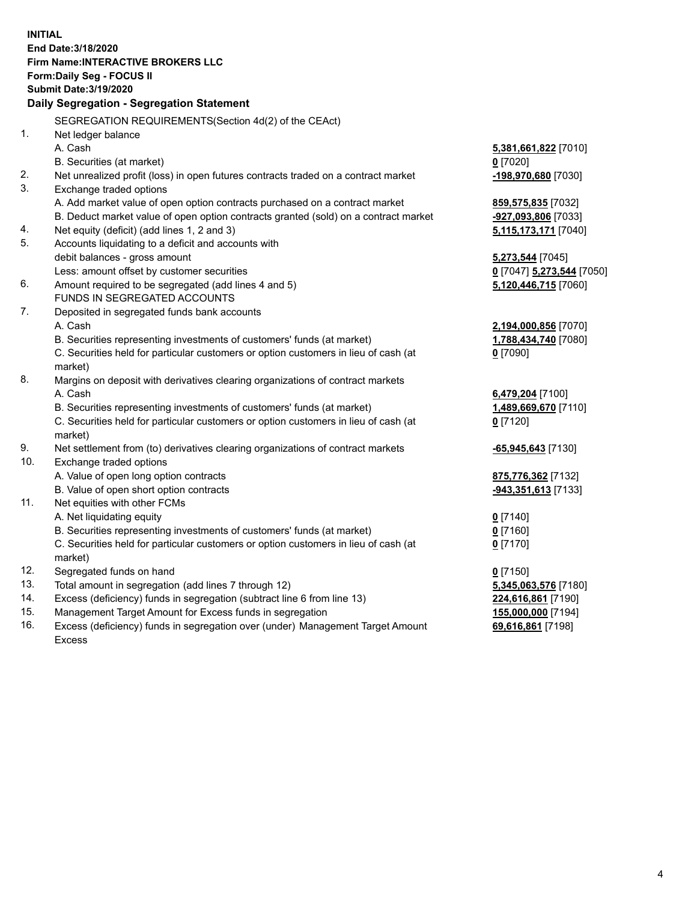**INITIAL**
**End Date:3/18/2020**
**Firm Name:INTERACTIVE BROKERS LLC**
**Form:Daily Seg - FOCUS II**
**Submit Date:3/19/2020**

## Daily Segregation - Segregation Statement

SEGREGATION REQUIREMENTS(Section 4d(2) of the CEAct)

| | | |
|---|---|---|
| 1. | Net ledger balance | |
| | A. Cash | **5,381,661,822** [7010] |
| | B. Securities (at market) | **0** [7020] |
| 2. | Net unrealized profit (loss) in open futures contracts traded on a contract market | **-198,970,680** [7030] |
| 3. | Exchange traded options | |
| | A. Add market value of open option contracts purchased on a contract market | **859,575,835** [7032] |
| | B. Deduct market value of open option contracts granted (sold) on a contract market | **-927,093,806** [7033] |
| 4. | Net equity (deficit) (add lines 1, 2 and 3) | **5,115,173,171** [7040] |
| 5. | Accounts liquidating to a deficit and accounts with | |
| | debit balances - gross amount | **5,273,544** [7045] |
| | Less: amount offset by customer securities | **0** [7047] **5,273,544** [7050] |
| 6. | Amount required to be segregated (add lines 4 and 5) | **5,120,446,715** [7060] |
| | FUNDS IN SEGREGATED ACCOUNTS | |
| 7. | Deposited in segregated funds bank accounts | |
| | A. Cash | **2,194,000,856** [7070] |
| | B. Securities representing investments of customers' funds (at market) | **1,788,434,740** [7080] |
| | C. Securities held for particular customers or option customers in lieu of cash (at market) | **0** [7090] |
| 8. | Margins on deposit with derivatives clearing organizations of contract markets | |
| | A. Cash | **6,479,204** [7100] |
| | B. Securities representing investments of customers' funds (at market) | **1,489,669,670** [7110] |
| | C. Securities held for particular customers or option customers in lieu of cash (at market) | **0** [7120] |
| 9. | Net settlement from (to) derivatives clearing organizations of contract markets | **-65,945,643** [7130] |
| 10. | Exchange traded options | |
| | A. Value of open long option contracts | **875,776,362** [7132] |
| | B. Value of open short option contracts | **-943,351,613** [7133] |
| 11. | Net equities with other FCMs | |
| | A. Net liquidating equity | **0** [7140] |
| | B. Securities representing investments of customers' funds (at market) | **0** [7160] |
| | C. Securities held for particular customers or option customers in lieu of cash (at market) | **0** [7170] |
| 12. | Segregated funds on hand | **0** [7150] |
| 13. | Total amount in segregation (add lines 7 through 12) | **5,345,063,576** [7180] |
| 14. | Excess (deficiency) funds in segregation (subtract line 6 from line 13) | **224,616,861** [7190] |
| 15. | Management Target Amount for Excess funds in segregation | **155,000,000** [7194] |
| 16. | Excess (deficiency) funds in segregation over (under) Management Target Amount Excess | **69,616,861** [7198] |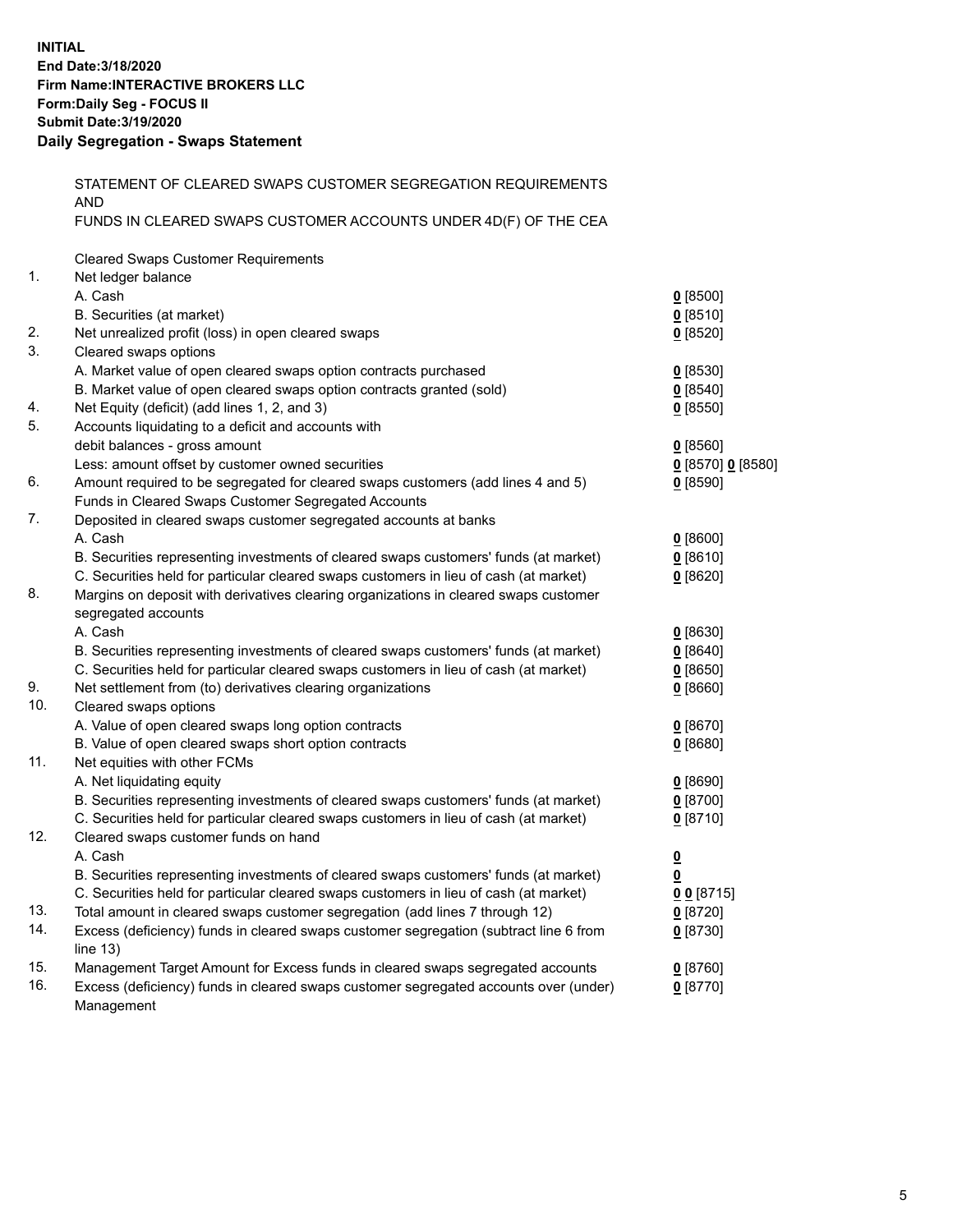**INITIAL**
**End Date:3/18/2020**
**Firm Name:INTERACTIVE BROKERS LLC**
**Form:Daily Seg - FOCUS II**
**Submit Date:3/19/2020**
**Daily Segregation - Swaps Statement**

STATEMENT OF CLEARED SWAPS CUSTOMER SEGREGATION REQUIREMENTS
AND
FUNDS IN CLEARED SWAPS CUSTOMER ACCOUNTS UNDER 4D(F) OF THE CEA

| | | |
|---|---|---|
| | Cleared Swaps Customer Requirements | |
| 1. | Net ledger balance | |
| | A. Cash | 0 [8500] |
| | B. Securities (at market) | 0 [8510] |
| 2. | Net unrealized profit (loss) in open cleared swaps | 0 [8520] |
| 3. | Cleared swaps options | |
| | A. Market value of open cleared swaps option contracts purchased | 0 [8530] |
| | B. Market value of open cleared swaps option contracts granted (sold) | 0 [8540] |
| 4. | Net Equity (deficit) (add lines 1, 2, and 3) | 0 [8550] |
| 5. | Accounts liquidating to a deficit and accounts with | |
| | debit balances - gross amount | 0 [8560] |
| | Less: amount offset by customer owned securities | 0 [8570] 0 [8580] |
| 6. | Amount required to be segregated for cleared swaps customers (add lines 4 and 5) | 0 [8590] |
| | Funds in Cleared Swaps Customer Segregated Accounts | |
| 7. | Deposited in cleared swaps customer segregated accounts at banks | |
| | A. Cash | 0 [8600] |
| | B. Securities representing investments of cleared swaps customers' funds (at market) | 0 [8610] |
| | C. Securities held for particular cleared swaps customers in lieu of cash (at market) | 0 [8620] |
| 8. | Margins on deposit with derivatives clearing organizations in cleared swaps customer segregated accounts | |
| | A. Cash | 0 [8630] |
| | B. Securities representing investments of cleared swaps customers' funds (at market) | 0 [8640] |
| | C. Securities held for particular cleared swaps customers in lieu of cash (at market) | 0 [8650] |
| 9. | Net settlement from (to) derivatives clearing organizations | 0 [8660] |
| 10. | Cleared swaps options | |
| | A. Value of open cleared swaps long option contracts | 0 [8670] |
| | B. Value of open cleared swaps short option contracts | 0 [8680] |
| 11. | Net equities with other FCMs | |
| | A. Net liquidating equity | 0 [8690] |
| | B. Securities representing investments of cleared swaps customers' funds (at market) | 0 [8700] |
| | C. Securities held for particular cleared swaps customers in lieu of cash (at market) | 0 [8710] |
| 12. | Cleared swaps customer funds on hand | |
| | A. Cash | 0 |
| | B. Securities representing investments of cleared swaps customers' funds (at market) | 0 |
| | C. Securities held for particular cleared swaps customers in lieu of cash (at market) | 0 0 [8715] |
| 13. | Total amount in cleared swaps customer segregation (add lines 7 through 12) | 0 [8720] |
| 14. | Excess (deficiency) funds in cleared swaps customer segregation (subtract line 6 from line 13) | 0 [8730] |
| 15. | Management Target Amount for Excess funds in cleared swaps segregated accounts | 0 [8760] |
| 16. | Excess (deficiency) funds in cleared swaps customer segregated accounts over (under) Management | 0 [8770] |